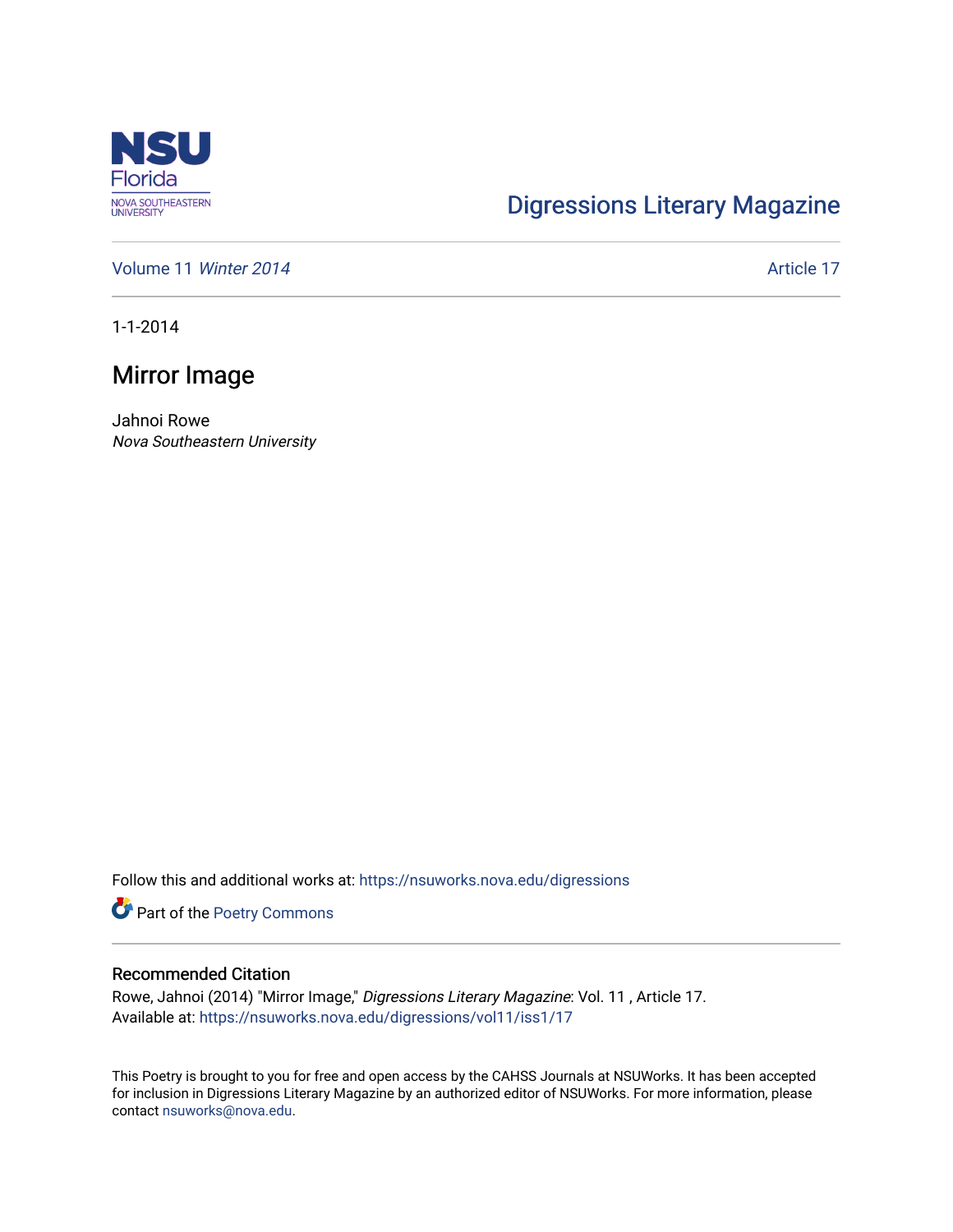Digressions Literary Magazine

Volume 11 *Winter 2014*

Article 17

1-1-2014

# Mirror Image

Jahnoi Rowe
*Nova Southeastern University*

Follow this and additional works at: https://nsuworks.nova.edu/digressions

Part of the Poetry Commons

## Recommended Citation

Rowe, Jahnoi (2014) "Mirror Image," *Digressions Literary Magazine*: Vol. 11 , Article 17.
Available at: https://nsuworks.nova.edu/digressions/vol11/iss1/17

This Poetry is brought to you for free and open access by the CAHSS Journals at NSUWorks. It has been accepted for inclusion in Digressions Literary Magazine by an authorized editor of NSUWorks. For more information, please contact nsuworks@nova.edu.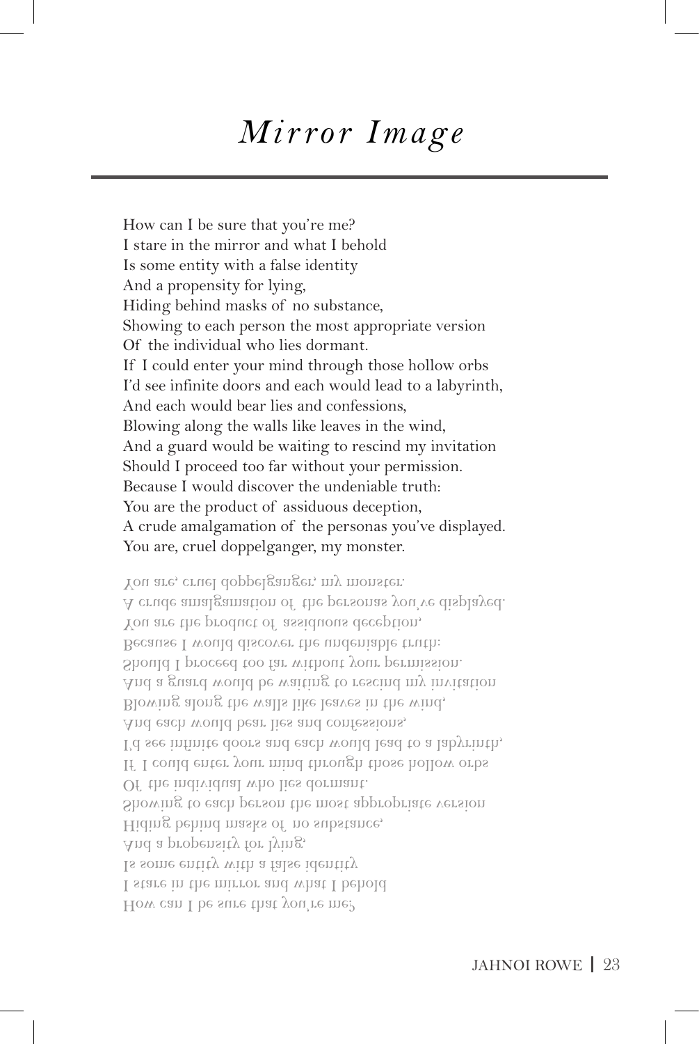# *Mirror Image*

How can I be sure that you're me?
I stare in the mirror and what I behold
Is some entity with a false identity
And a propensity for lying,
Hiding behind masks of no substance,
Showing to each person the most appropriate version
Of the individual who lies dormant.
If I could enter your mind through those hollow orbs
I'd see infinite doors and each would lead to a labyrinth,
And each would bear lies and confessions,
Blowing along the walls like leaves in the wind,
And a guard would be waiting to rescind my invitation
Should I proceed too far without your permission.
Because I would discover the undeniable truth:
You are the product of assiduous deception,
A crude amalgamation of the personas you've displayed.
You are, cruel doppelganger, my monster.

You are, cruel doppelganger, my monster.
A crude amalgamation of the personas you've displayed.
You are the product of assiduous deception,
Because I would discover the undeniable truth:
Should I proceed too far without your permission.
And a guard would be waiting to rescind my invitation
Blowing along the walls like leaves in the wind,
And each would bear lies and confessions,
I'd see infinite doors and each would lead to a labyrinth,
If I could enter your mind through those hollow orbs
Of the individual who lies dormant.
Showing to each person the most appropriate version
Hiding behind masks of no substance,
And a propensity for lying,
Is some entity with a false identity
I stare in the mirror and what I behold
How can I be sure that you're me?